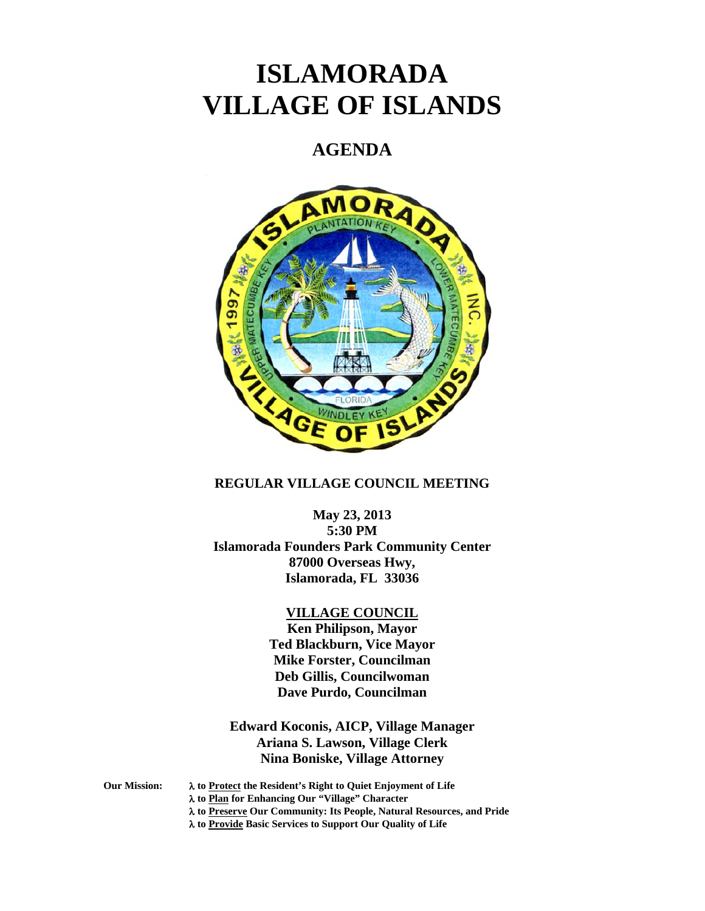# ISLAMORADA
# VILLAGE OF ISLANDS

## AGENDA

### REGULAR VILLAGE COUNCIL MEETING

**May 23, 2013**
**5:30 PM**
**Islamorada Founders Park Community Center**
**87000 Overseas Hwy,**
**Islamorada, FL 33036**

**VILLAGE COUNCIL**

**Ken Philipson, Mayor**
**Ted Blackburn, Vice Mayor**
**Mike Forster, Councilman**
**Deb Gillis, Councilwoman**
**Dave Purdo, Councilman**

**Edward Koconis, AICP, Village Manager**
**Ariana S. Lawson, Village Clerk**
**Nina Boniske, Village Attorney**

**Our Mission:**

- **to Protect the Resident's Right to Quiet Enjoyment of Life**
- **to Plan for Enhancing Our "Village" Character**
- **to Preserve Our Community: Its People, Natural Resources, and Pride**
- **to Provide Basic Services to Support Our Quality of Life**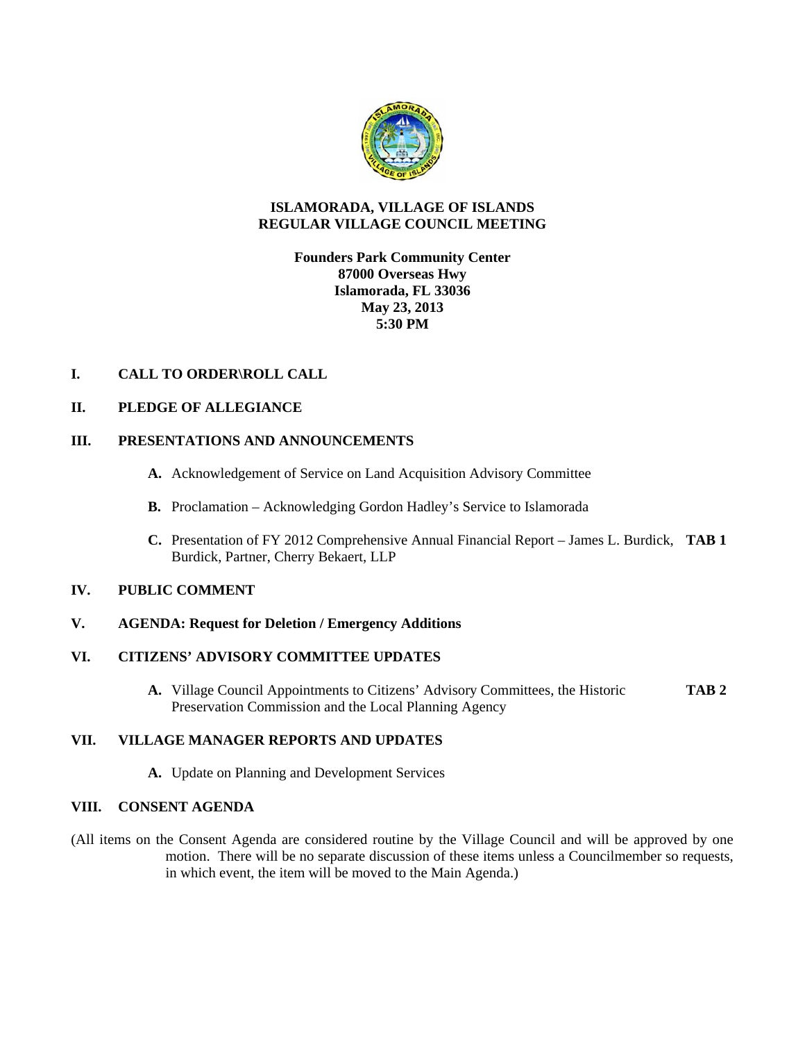**ISLAMORADA, VILLAGE OF ISLANDS**
**REGULAR VILLAGE COUNCIL MEETING**

**Founders Park Community Center**
**87000 Overseas Hwy**
**Islamorada, FL 33036**
**May 23, 2013**
**5:30 PM**

## I. CALL TO ORDER\ROLL CALL

## II. PLEDGE OF ALLEGIANCE

## III. PRESENTATIONS AND ANNOUNCEMENTS

**A.** Acknowledgement of Service on Land Acquisition Advisory Committee

**B.** Proclamation – Acknowledging Gordon Hadley's Service to Islamorada

**C.** Presentation of FY 2012 Comprehensive Annual Financial Report – James L. Burdick, Burdick, Partner, Cherry Bekaert, LLP **TAB 1**

## IV. PUBLIC COMMENT

## V. AGENDA: Request for Deletion / Emergency Additions

## VI. CITIZENS' ADVISORY COMMITTEE UPDATES

**A.** Village Council Appointments to Citizens' Advisory Committees, the Historic Preservation Commission and the Local Planning Agency **TAB 2**

## VII. VILLAGE MANAGER REPORTS AND UPDATES

**A.** Update on Planning and Development Services

## VIII. CONSENT AGENDA

(All items on the Consent Agenda are considered routine by the Village Council and will be approved by one motion. There will be no separate discussion of these items unless a Councilmember so requests, in which event, the item will be moved to the Main Agenda.)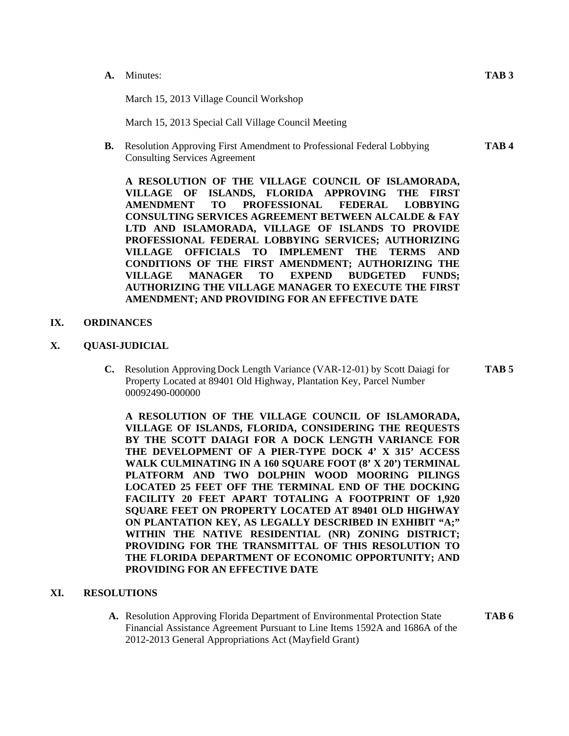**A.** Minutes: **TAB 3**

March 15, 2013 Village Council Workshop

March 15, 2013 Special Call Village Council Meeting

**B.** Resolution Approving First Amendment to Professional Federal Lobbying Consulting Services Agreement **TAB 4**

**A RESOLUTION OF THE VILLAGE COUNCIL OF ISLAMORADA, VILLAGE OF ISLANDS, FLORIDA APPROVING THE FIRST AMENDMENT TO PROFESSIONAL FEDERAL LOBBYING CONSULTING SERVICES AGREEMENT BETWEEN ALCALDE & FAY LTD AND ISLAMORADA, VILLAGE OF ISLANDS TO PROVIDE PROFESSIONAL FEDERAL LOBBYING SERVICES; AUTHORIZING VILLAGE OFFICIALS TO IMPLEMENT THE TERMS AND CONDITIONS OF THE FIRST AMENDMENT; AUTHORIZING THE VILLAGE MANAGER TO EXPEND BUDGETED FUNDS; AUTHORIZING THE VILLAGE MANAGER TO EXECUTE THE FIRST AMENDMENT; AND PROVIDING FOR AN EFFECTIVE DATE**

## IX. ORDINANCES

## X. QUASI-JUDICIAL

**C.** Resolution Approving Dock Length Variance (VAR-12-01) by Scott Daiagi for Property Located at 89401 Old Highway, Plantation Key, Parcel Number 00092490-000000 **TAB 5**

**A RESOLUTION OF THE VILLAGE COUNCIL OF ISLAMORADA, VILLAGE OF ISLANDS, FLORIDA, CONSIDERING THE REQUESTS BY THE SCOTT DAIAGI FOR A DOCK LENGTH VARIANCE FOR THE DEVELOPMENT OF A PIER-TYPE DOCK 4' X 315' ACCESS WALK CULMINATING IN A 160 SQUARE FOOT (8' X 20') TERMINAL PLATFORM AND TWO DOLPHIN WOOD MOORING PILINGS LOCATED 25 FEET OFF THE TERMINAL END OF THE DOCKING FACILITY 20 FEET APART TOTALING A FOOTPRINT OF 1,920 SQUARE FEET ON PROPERTY LOCATED AT 89401 OLD HIGHWAY ON PLANTATION KEY, AS LEGALLY DESCRIBED IN EXHIBIT "A;" WITHIN THE NATIVE RESIDENTIAL (NR) ZONING DISTRICT; PROVIDING FOR THE TRANSMITTAL OF THIS RESOLUTION TO THE FLORIDA DEPARTMENT OF ECONOMIC OPPORTUNITY; AND PROVIDING FOR AN EFFECTIVE DATE**

## XI. RESOLUTIONS

**A.** Resolution Approving Florida Department of Environmental Protection State Financial Assistance Agreement Pursuant to Line Items 1592A and 1686A of the 2012-2013 General Appropriations Act (Mayfield Grant) **TAB 6**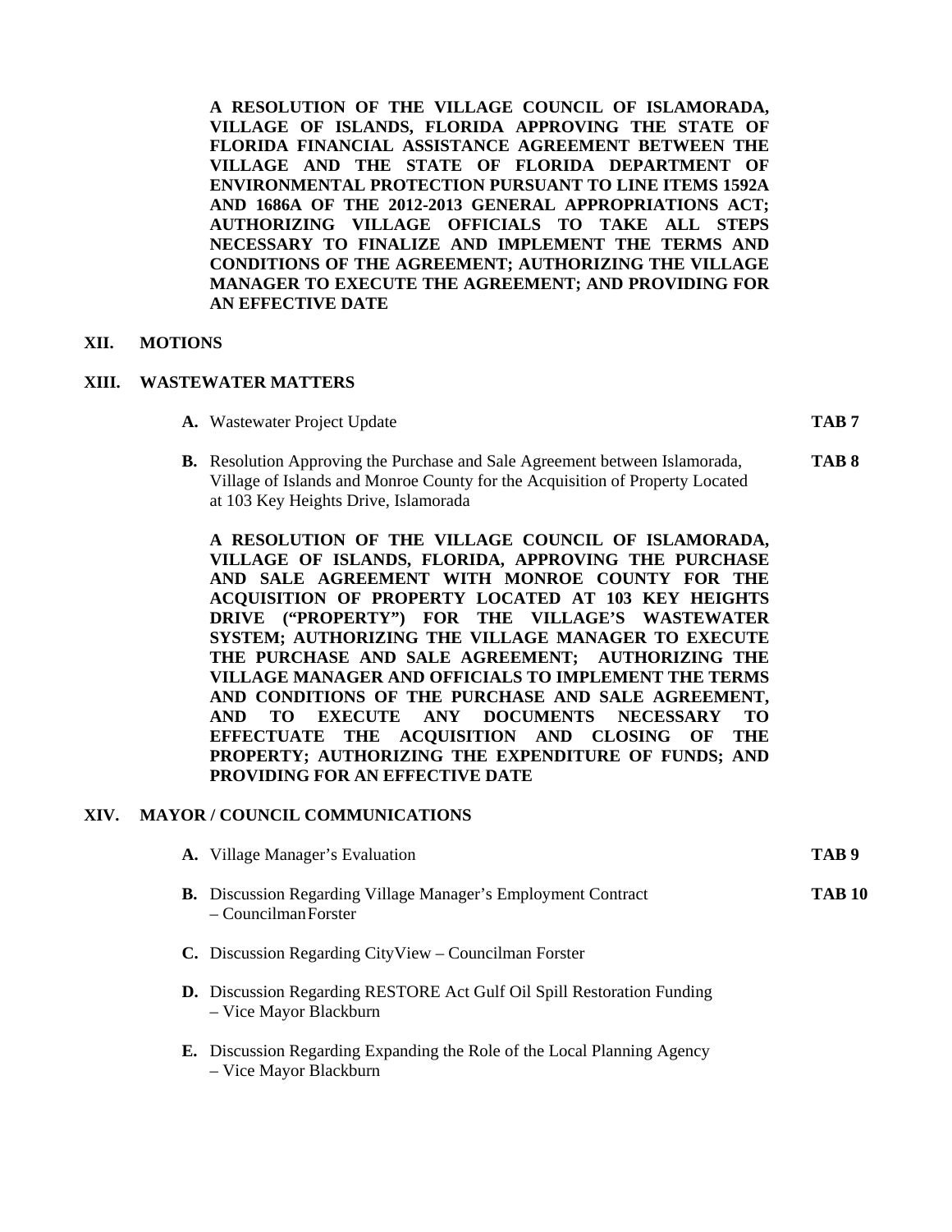**A RESOLUTION OF THE VILLAGE COUNCIL OF ISLAMORADA, VILLAGE OF ISLANDS, FLORIDA APPROVING THE STATE OF FLORIDA FINANCIAL ASSISTANCE AGREEMENT BETWEEN THE VILLAGE AND THE STATE OF FLORIDA DEPARTMENT OF ENVIRONMENTAL PROTECTION PURSUANT TO LINE ITEMS 1592A AND 1686A OF THE 2012-2013 GENERAL APPROPRIATIONS ACT; AUTHORIZING VILLAGE OFFICIALS TO TAKE ALL STEPS NECESSARY TO FINALIZE AND IMPLEMENT THE TERMS AND CONDITIONS OF THE AGREEMENT; AUTHORIZING THE VILLAGE MANAGER TO EXECUTE THE AGREEMENT; AND PROVIDING FOR AN EFFECTIVE DATE**

## XII. MOTIONS

## XIII. WASTEWATER MATTERS

**A.** Wastewater Project Update **TAB 7**

**B.** Resolution Approving the Purchase and Sale Agreement between Islamorada, Village of Islands and Monroe County for the Acquisition of Property Located at 103 Key Heights Drive, Islamorada **TAB 8**

**A RESOLUTION OF THE VILLAGE COUNCIL OF ISLAMORADA, VILLAGE OF ISLANDS, FLORIDA, APPROVING THE PURCHASE AND SALE AGREEMENT WITH MONROE COUNTY FOR THE ACQUISITION OF PROPERTY LOCATED AT 103 KEY HEIGHTS DRIVE ("PROPERTY") FOR THE VILLAGE'S WASTEWATER SYSTEM; AUTHORIZING THE VILLAGE MANAGER TO EXECUTE THE PURCHASE AND SALE AGREEMENT; AUTHORIZING THE VILLAGE MANAGER AND OFFICIALS TO IMPLEMENT THE TERMS AND CONDITIONS OF THE PURCHASE AND SALE AGREEMENT, AND TO EXECUTE ANY DOCUMENTS NECESSARY TO EFFECTUATE THE ACQUISITION AND CLOSING OF THE PROPERTY; AUTHORIZING THE EXPENDITURE OF FUNDS; AND PROVIDING FOR AN EFFECTIVE DATE**

## XIV. MAYOR / COUNCIL COMMUNICATIONS

**A.** Village Manager's Evaluation **TAB 9**

**B.** Discussion Regarding Village Manager's Employment Contract – Councilman Forster **TAB 10**

**C.** Discussion Regarding CityView – Councilman Forster

**D.** Discussion Regarding RESTORE Act Gulf Oil Spill Restoration Funding – Vice Mayor Blackburn

**E.** Discussion Regarding Expanding the Role of the Local Planning Agency – Vice Mayor Blackburn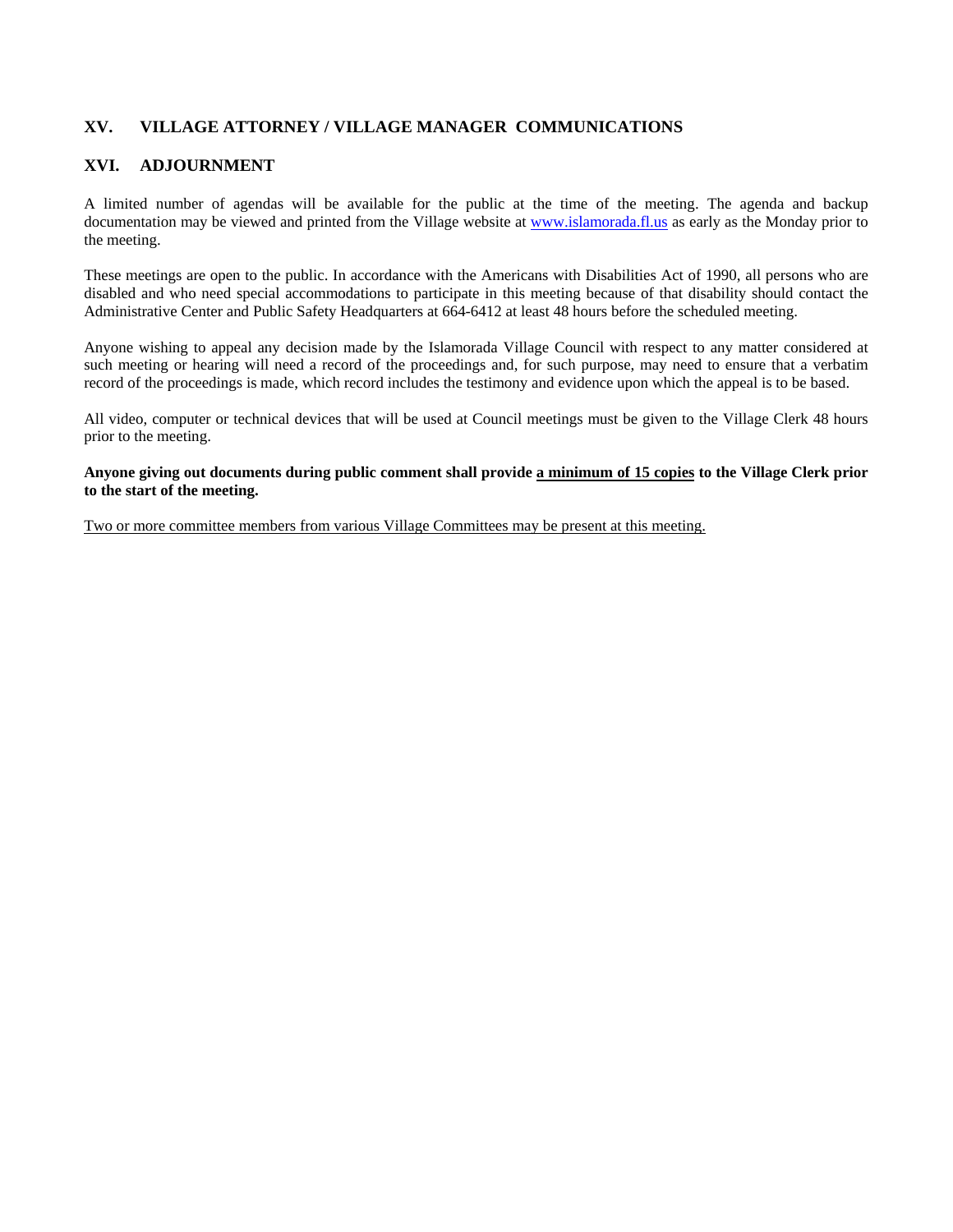## XV. VILLAGE ATTORNEY / VILLAGE MANAGER COMMUNICATIONS

## XVI. ADJOURNMENT

A limited number of agendas will be available for the public at the time of the meeting. The agenda and backup documentation may be viewed and printed from the Village website at www.islamorada.fl.us as early as the Monday prior to the meeting.

These meetings are open to the public. In accordance with the Americans with Disabilities Act of 1990, all persons who are disabled and who need special accommodations to participate in this meeting because of that disability should contact the Administrative Center and Public Safety Headquarters at 664-6412 at least 48 hours before the scheduled meeting.

Anyone wishing to appeal any decision made by the Islamorada Village Council with respect to any matter considered at such meeting or hearing will need a record of the proceedings and, for such purpose, may need to ensure that a verbatim record of the proceedings is made, which record includes the testimony and evidence upon which the appeal is to be based.

All video, computer or technical devices that will be used at Council meetings must be given to the Village Clerk 48 hours prior to the meeting.

**Anyone giving out documents during public comment shall provide a minimum of 15 copies to the Village Clerk prior to the start of the meeting.**

Two or more committee members from various Village Committees may be present at this meeting.